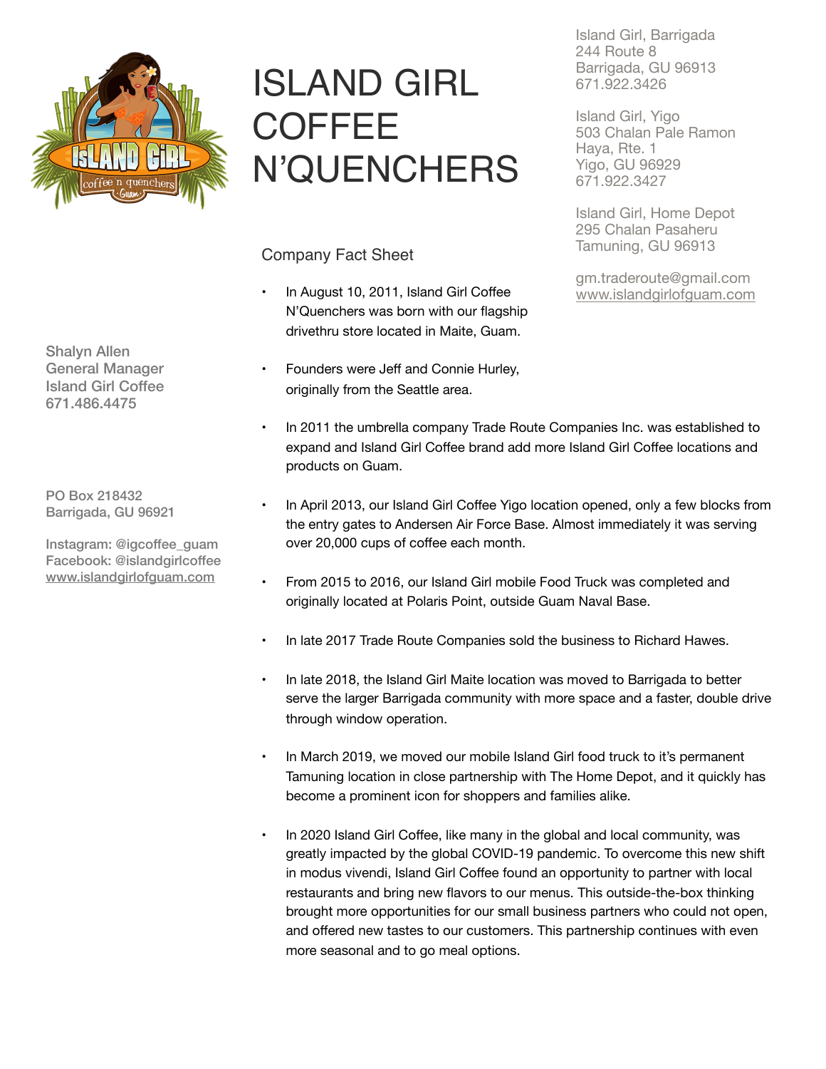# ISLAND GIRL COFFEE N'QUENCHERS

Island Girl, Barrigada
244 Route 8
Barrigada, GU 96913
671.922.3426

Island Girl, Yigo
503 Chalan Pale Ramon
Haya, Rte. 1
Yigo, GU 96929
671.922.3427

Island Girl, Home Depot
295 Chalan Pasaheru
Tamuning, GU 96913

gm.traderoute@gmail.com
www.islandgirlofguam.com

Shalyn Allen
General Manager
Island Girl Coffee
671.486.4475

PO Box 218432
Barrigada, GU 96921

Instagram: @igcoffee_guam
Facebook: @islandgirlcoffee
www.islandgirlofguam.com

## Company Fact Sheet

- In August 10, 2011, Island Girl Coffee N'Quenchers was born with our flagship drivethru store located in Maite, Guam.
- Founders were Jeff and Connie Hurley, originally from the Seattle area.
- In 2011 the umbrella company Trade Route Companies Inc. was established to expand and Island Girl Coffee brand add more Island Girl Coffee locations and products on Guam.
- In April 2013, our Island Girl Coffee Yigo location opened, only a few blocks from the entry gates to Andersen Air Force Base. Almost immediately it was serving over 20,000 cups of coffee each month.
- From 2015 to 2016, our Island Girl mobile Food Truck was completed and originally located at Polaris Point, outside Guam Naval Base.
- In late 2017 Trade Route Companies sold the business to Richard Hawes.
- In late 2018, the Island Girl Maite location was moved to Barrigada to better serve the larger Barrigada community with more space and a faster, double drive through window operation.
- In March 2019, we moved our mobile Island Girl food truck to it's permanent Tamuning location in close partnership with The Home Depot, and it quickly has become a prominent icon for shoppers and families alike.
- In 2020 Island Girl Coffee, like many in the global and local community, was greatly impacted by the global COVID-19 pandemic. To overcome this new shift in modus vivendi, Island Girl Coffee found an opportunity to partner with local restaurants and bring new flavors to our menus. This outside-the-box thinking brought more opportunities for our small business partners who could not open, and offered new tastes to our customers. This partnership continues with even more seasonal and to go meal options.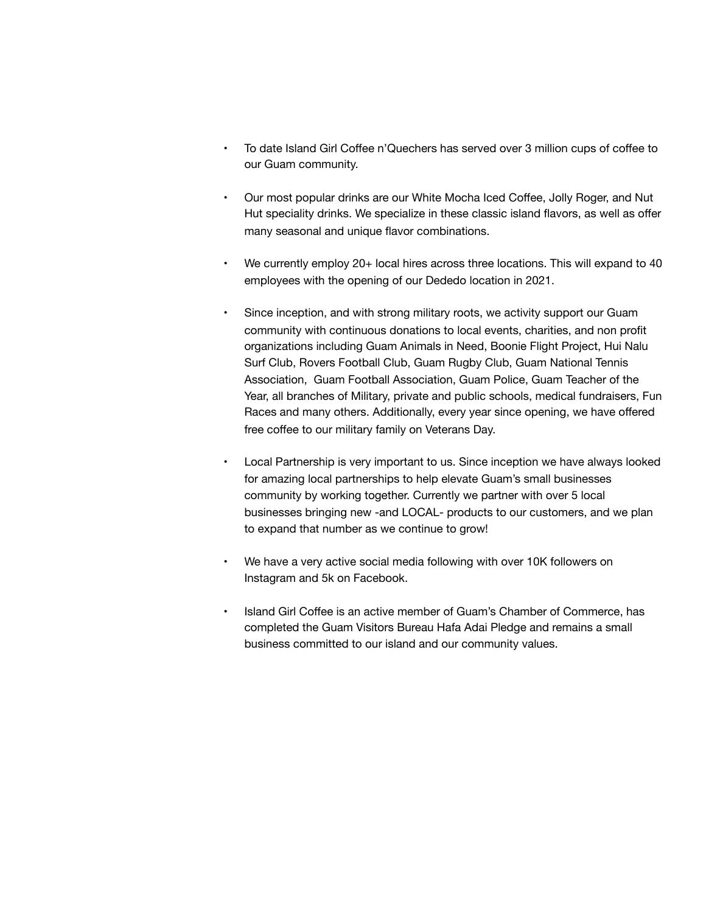- To date Island Girl Coffee n'Quechers has served over 3 million cups of coffee to our Guam community.

- Our most popular drinks are our White Mocha Iced Coffee, Jolly Roger, and Nut Hut speciality drinks. We specialize in these classic island flavors, as well as offer many seasonal and unique flavor combinations.

- We currently employ 20+ local hires across three locations. This will expand to 40 employees with the opening of our Dededo location in 2021.

- Since inception, and with strong military roots, we activity support our Guam community with continuous donations to local events, charities, and non profit organizations including Guam Animals in Need, Boonie Flight Project, Hui Nalu Surf Club, Rovers Football Club, Guam Rugby Club, Guam National Tennis Association, Guam Football Association, Guam Police, Guam Teacher of the Year, all branches of Military, private and public schools, medical fundraisers, Fun Races and many others. Additionally, every year since opening, we have offered free coffee to our military family on Veterans Day.

- Local Partnership is very important to us. Since inception we have always looked for amazing local partnerships to help elevate Guam's small businesses community by working together. Currently we partner with over 5 local businesses bringing new -and LOCAL- products to our customers, and we plan to expand that number as we continue to grow!

- We have a very active social media following with over 10K followers on Instagram and 5k on Facebook.

- Island Girl Coffee is an active member of Guam's Chamber of Commerce, has completed the Guam Visitors Bureau Hafa Adai Pledge and remains a small business committed to our island and our community values.